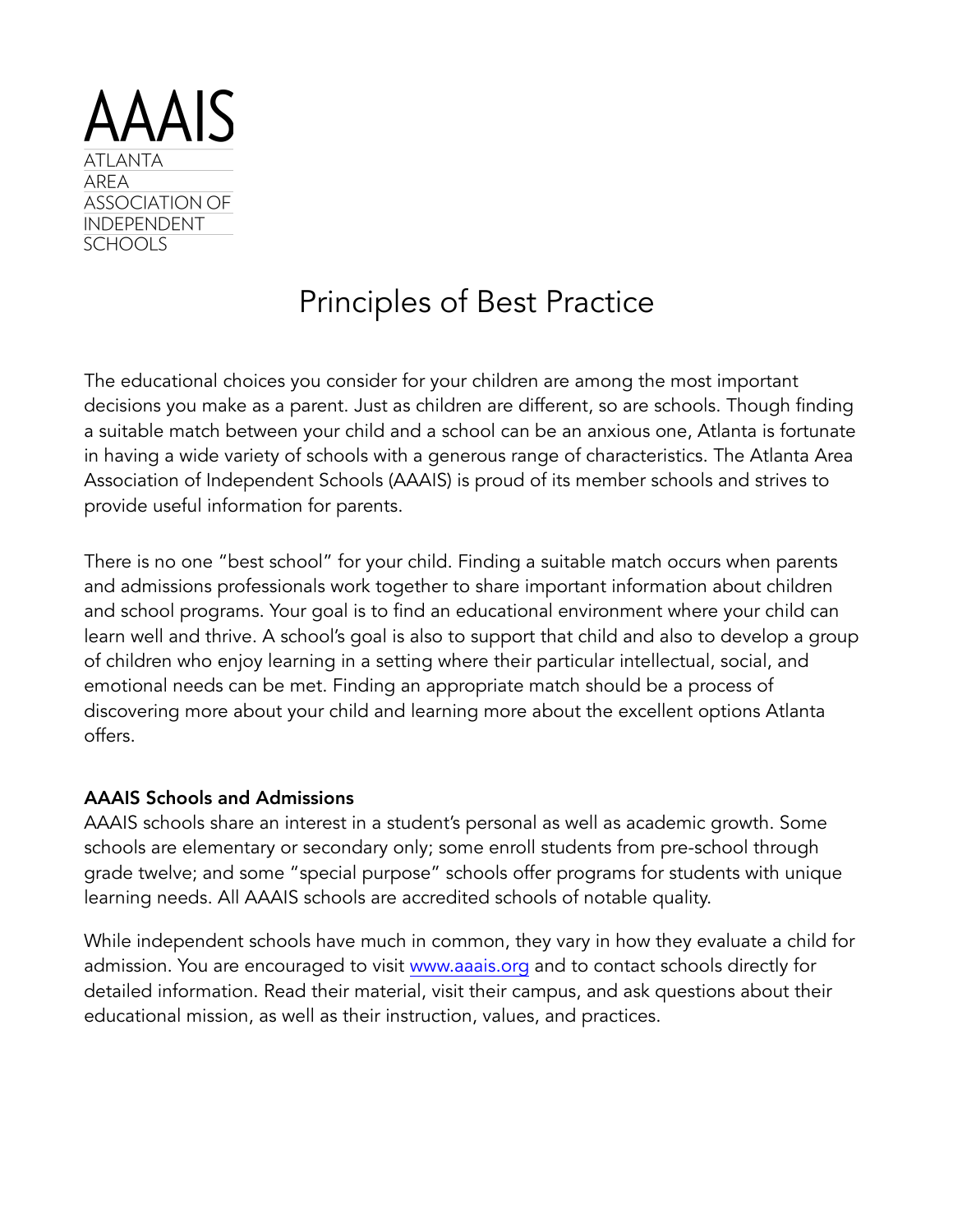AAAIS

ATLANTA
AREA
ASSOCIATION OF
INDEPENDENT
SCHOOLS

# Principles of Best Practice

The educational choices you consider for your children are among the most important decisions you make as a parent. Just as children are different, so are schools. Though finding a suitable match between your child and a school can be an anxious one, Atlanta is fortunate in having a wide variety of schools with a generous range of characteristics. The Atlanta Area Association of Independent Schools (AAAIS) is proud of its member schools and strives to provide useful information for parents.

There is no one "best school" for your child. Finding a suitable match occurs when parents and admissions professionals work together to share important information about children and school programs. Your goal is to find an educational environment where your child can learn well and thrive. A school's goal is also to support that child and also to develop a group of children who enjoy learning in a setting where their particular intellectual, social, and emotional needs can be met. Finding an appropriate match should be a process of discovering more about your child and learning more about the excellent options Atlanta offers.

**AAAIS Schools and Admissions**

AAAIS schools share an interest in a student's personal as well as academic growth. Some schools are elementary or secondary only; some enroll students from pre-school through grade twelve; and some "special purpose" schools offer programs for students with unique learning needs. All AAAIS schools are accredited schools of notable quality.

While independent schools have much in common, they vary in how they evaluate a child for admission. You are encouraged to visit [www.aaais.org](http://www.aaais.org) and to contact schools directly for detailed information. Read their material, visit their campus, and ask questions about their educational mission, as well as their instruction, values, and practices.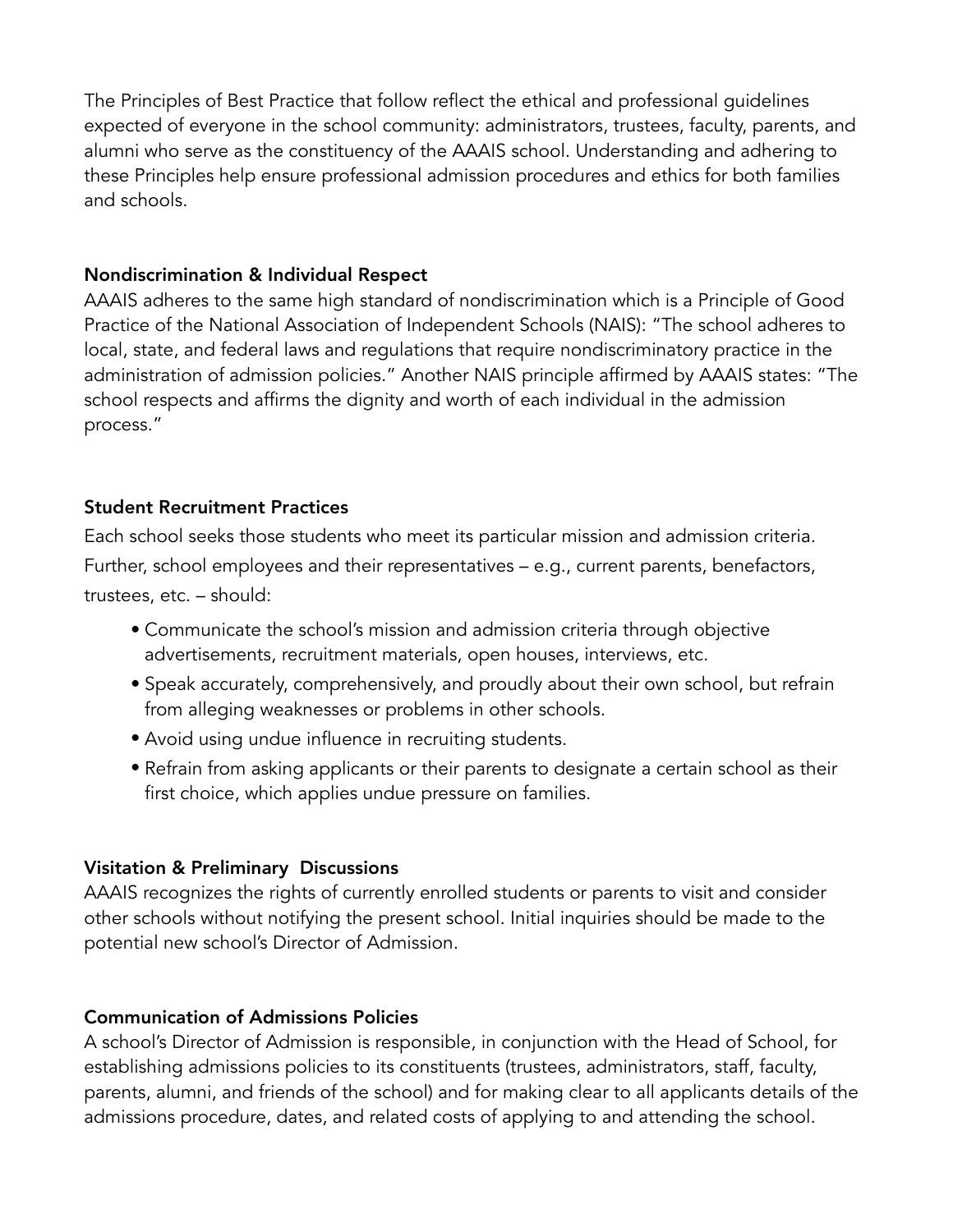The Principles of Best Practice that follow reflect the ethical and professional guidelines expected of everyone in the school community: administrators, trustees, faculty, parents, and alumni who serve as the constituency of the AAAIS school. Understanding and adhering to these Principles help ensure professional admission procedures and ethics for both families and schools.

**Nondiscrimination & Individual Respect**

AAAIS adheres to the same high standard of nondiscrimination which is a Principle of Good Practice of the National Association of Independent Schools (NAIS): "The school adheres to local, state, and federal laws and regulations that require nondiscriminatory practice in the administration of admission policies." Another NAIS principle affirmed by AAAIS states: "The school respects and affirms the dignity and worth of each individual in the admission process."

**Student Recruitment Practices**

Each school seeks those students who meet its particular mission and admission criteria. Further, school employees and their representatives – e.g., current parents, benefactors, trustees, etc. – should:

- Communicate the school's mission and admission criteria through objective advertisements, recruitment materials, open houses, interviews, etc.
- Speak accurately, comprehensively, and proudly about their own school, but refrain from alleging weaknesses or problems in other schools.
- Avoid using undue influence in recruiting students.
- Refrain from asking applicants or their parents to designate a certain school as their first choice, which applies undue pressure on families.

**Visitation & Preliminary Discussions**

AAAIS recognizes the rights of currently enrolled students or parents to visit and consider other schools without notifying the present school. Initial inquiries should be made to the potential new school's Director of Admission.

**Communication of Admissions Policies**

A school's Director of Admission is responsible, in conjunction with the Head of School, for establishing admissions policies to its constituents (trustees, administrators, staff, faculty, parents, alumni, and friends of the school) and for making clear to all applicants details of the admissions procedure, dates, and related costs of applying to and attending the school.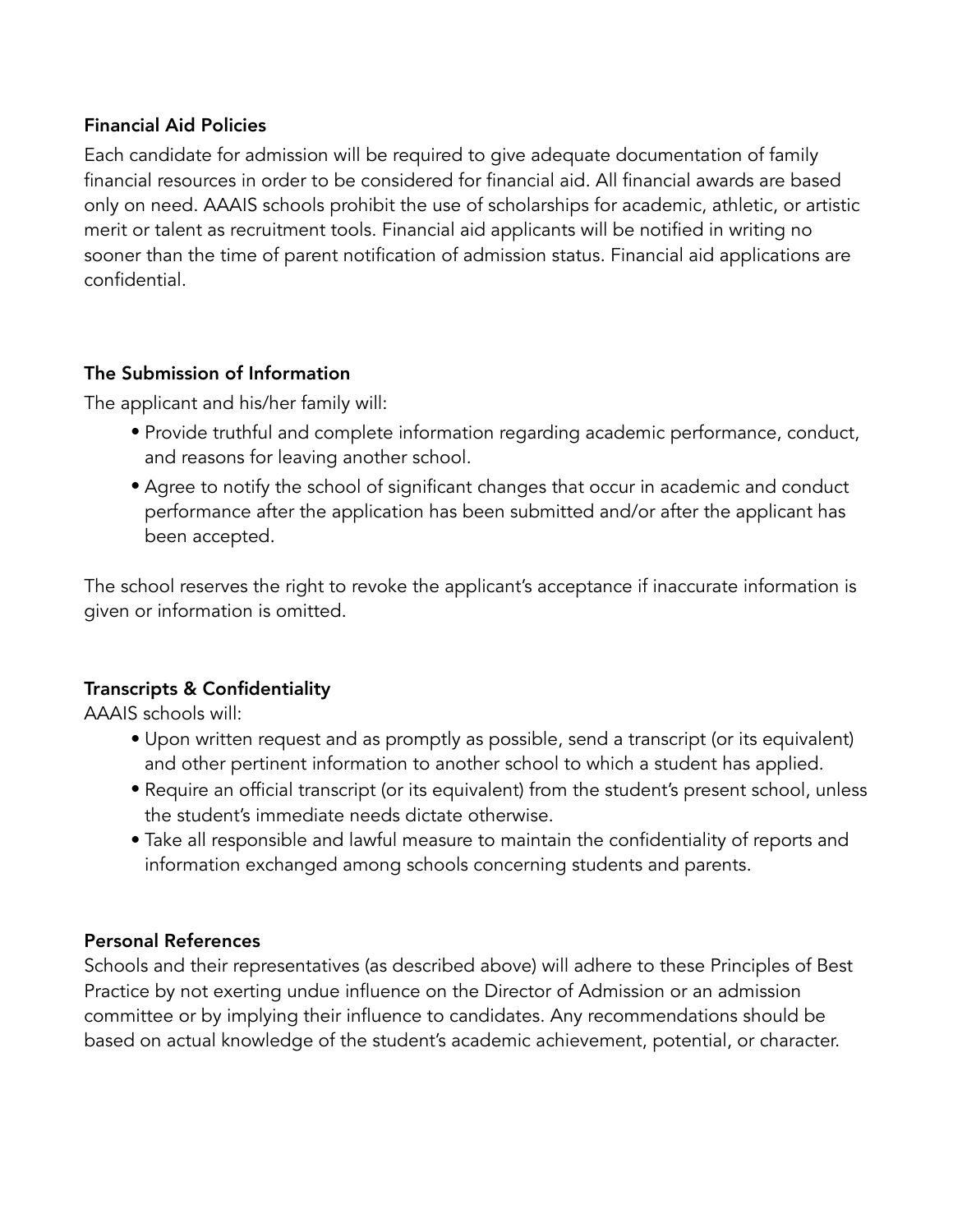### Financial Aid Policies

Each candidate for admission will be required to give adequate documentation of family financial resources in order to be considered for financial aid. All financial awards are based only on need. AAAIS schools prohibit the use of scholarships for academic, athletic, or artistic merit or talent as recruitment tools. Financial aid applicants will be notified in writing no sooner than the time of parent notification of admission status. Financial aid applications are confidential.

### The Submission of Information

The applicant and his/her family will:

- Provide truthful and complete information regarding academic performance, conduct, and reasons for leaving another school.
- Agree to notify the school of significant changes that occur in academic and conduct performance after the application has been submitted and/or after the applicant has been accepted.

The school reserves the right to revoke the applicant's acceptance if inaccurate information is given or information is omitted.

### Transcripts & Confidentiality

AAAIS schools will:

- Upon written request and as promptly as possible, send a transcript (or its equivalent) and other pertinent information to another school to which a student has applied.
- Require an official transcript (or its equivalent) from the student's present school, unless the student's immediate needs dictate otherwise.
- Take all responsible and lawful measure to maintain the confidentiality of reports and information exchanged among schools concerning students and parents.

### Personal References

Schools and their representatives (as described above) will adhere to these Principles of Best Practice by not exerting undue influence on the Director of Admission or an admission committee or by implying their influence to candidates. Any recommendations should be based on actual knowledge of the student's academic achievement, potential, or character.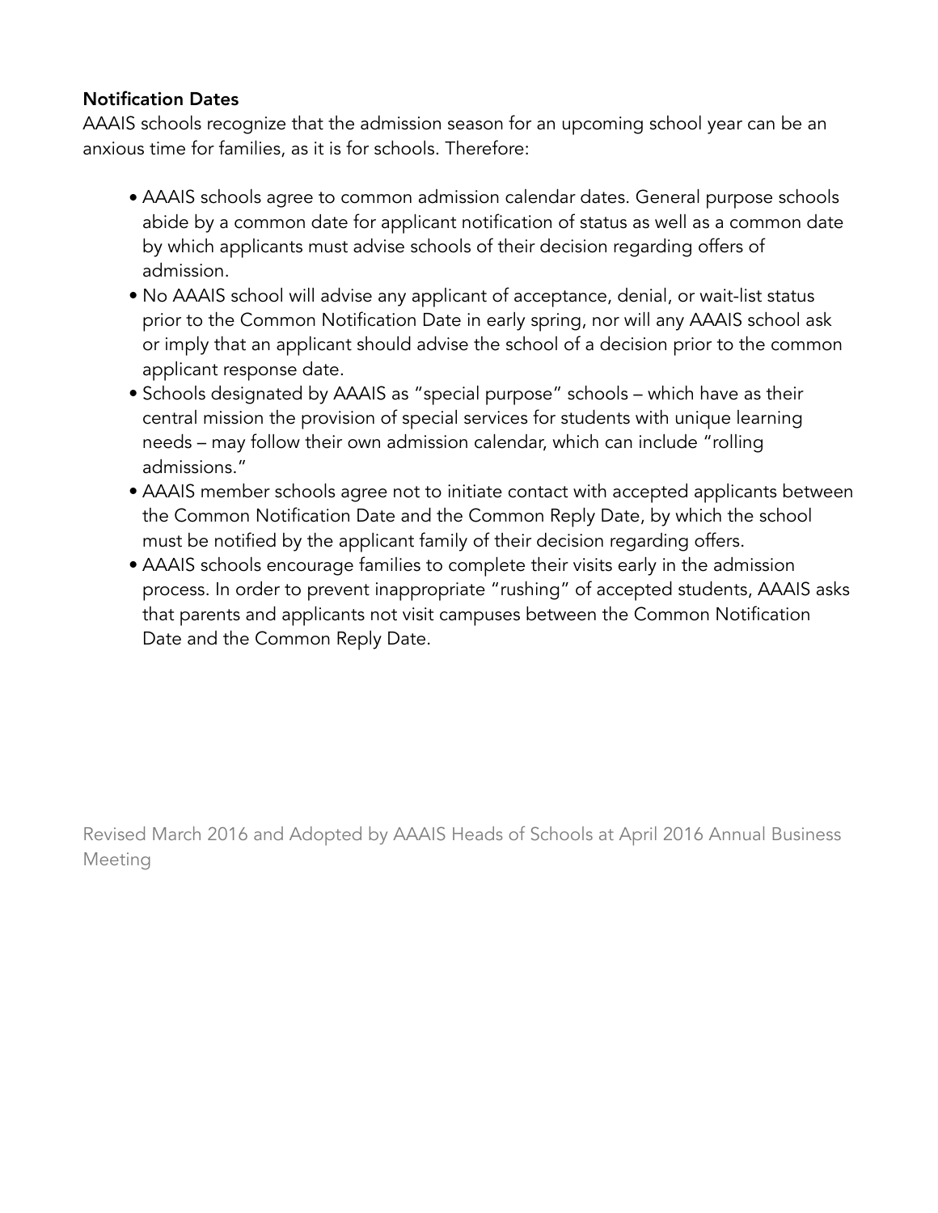**Notification Dates**

AAAIS schools recognize that the admission season for an upcoming school year can be an anxious time for families, as it is for schools. Therefore:

- AAAIS schools agree to common admission calendar dates. General purpose schools abide by a common date for applicant notification of status as well as a common date by which applicants must advise schools of their decision regarding offers of admission.
- No AAAIS school will advise any applicant of acceptance, denial, or wait-list status prior to the Common Notification Date in early spring, nor will any AAAIS school ask or imply that an applicant should advise the school of a decision prior to the common applicant response date.
- Schools designated by AAAIS as "special purpose" schools – which have as their central mission the provision of special services for students with unique learning needs – may follow their own admission calendar, which can include "rolling admissions."
- AAAIS member schools agree not to initiate contact with accepted applicants between the Common Notification Date and the Common Reply Date, by which the school must be notified by the applicant family of their decision regarding offers.
- AAAIS schools encourage families to complete their visits early in the admission process. In order to prevent inappropriate "rushing" of accepted students, AAAIS asks that parents and applicants not visit campuses between the Common Notification Date and the Common Reply Date.

Revised March 2016 and Adopted by AAAIS Heads of Schools at April 2016 Annual Business Meeting